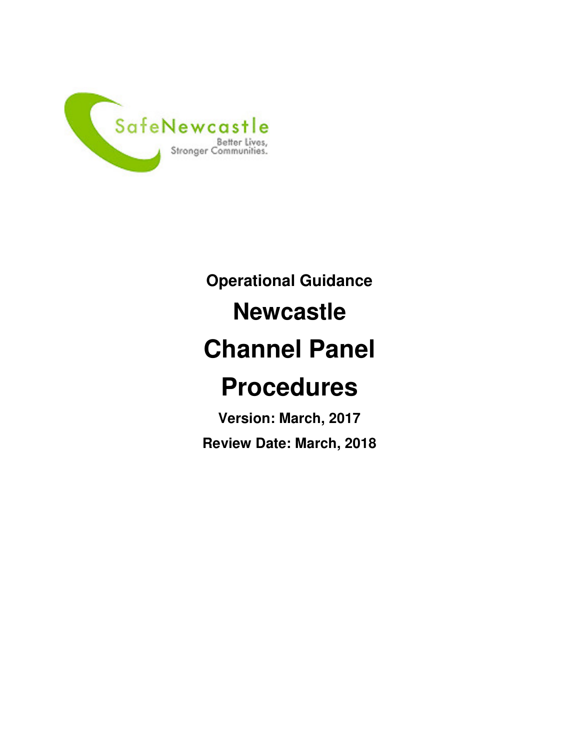SafeNewcastle

Better Lives,
Stronger Communities.

**Operational Guidance**

# Newcastle

# Channel Panel

# Procedures

**Version: March, 2017**

**Review Date: March, 2018**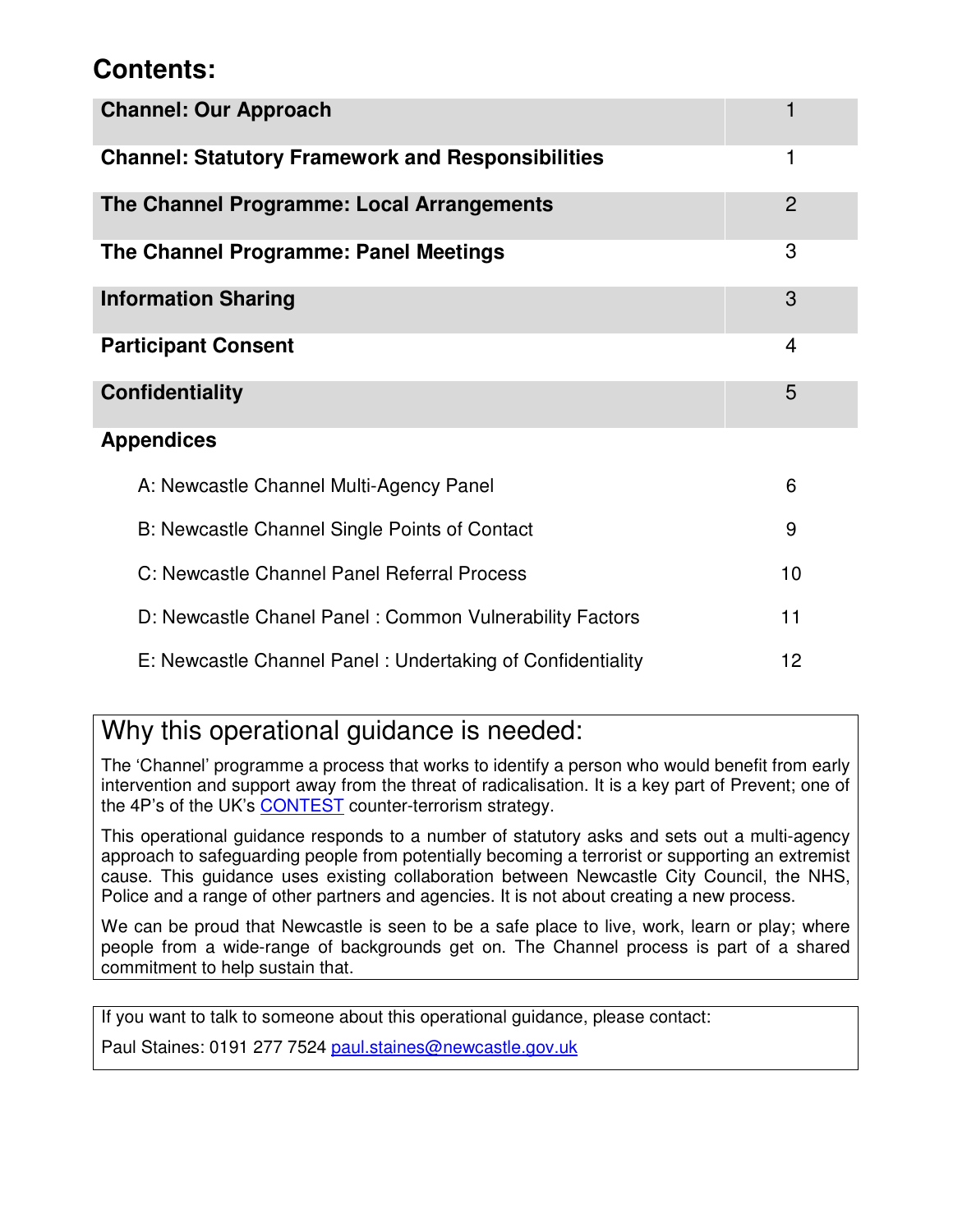# Contents:

| **Channel: Our Approach** | 1 |
|---|---|
| **Channel: Statutory Framework and Responsibilities** | 1 |
| **The Channel Programme: Local Arrangements** | 2 |
| **The Channel Programme: Panel Meetings** | 3 |
| **Information Sharing** | 3 |
| **Participant Consent** | 4 |
| **Confidentiality** | 5 |
| **Appendices** | |
| A: Newcastle Channel Multi-Agency Panel | 6 |
| B: Newcastle Channel Single Points of Contact | 9 |
| C: Newcastle Channel Panel Referral Process | 10 |
| D: Newcastle Chanel Panel : Common Vulnerability Factors | 11 |
| E: Newcastle Channel Panel : Undertaking of Confidentiality | 12 |

## Why this operational guidance is needed:

The 'Channel' programme a process that works to identify a person who would benefit from early intervention and support away from the threat of radicalisation. It is a key part of Prevent; one of the 4P's of the UK's CONTEST counter-terrorism strategy.

This operational guidance responds to a number of statutory asks and sets out a multi-agency approach to safeguarding people from potentially becoming a terrorist or supporting an extremist cause. This guidance uses existing collaboration between Newcastle City Council, the NHS, Police and a range of other partners and agencies. It is not about creating a new process.

We can be proud that Newcastle is seen to be a safe place to live, work, learn or play; where people from a wide-range of backgrounds get on. The Channel process is part of a shared commitment to help sustain that.

If you want to talk to someone about this operational guidance, please contact:

Paul Staines: 0191 277 7524 paul.staines@newcastle.gov.uk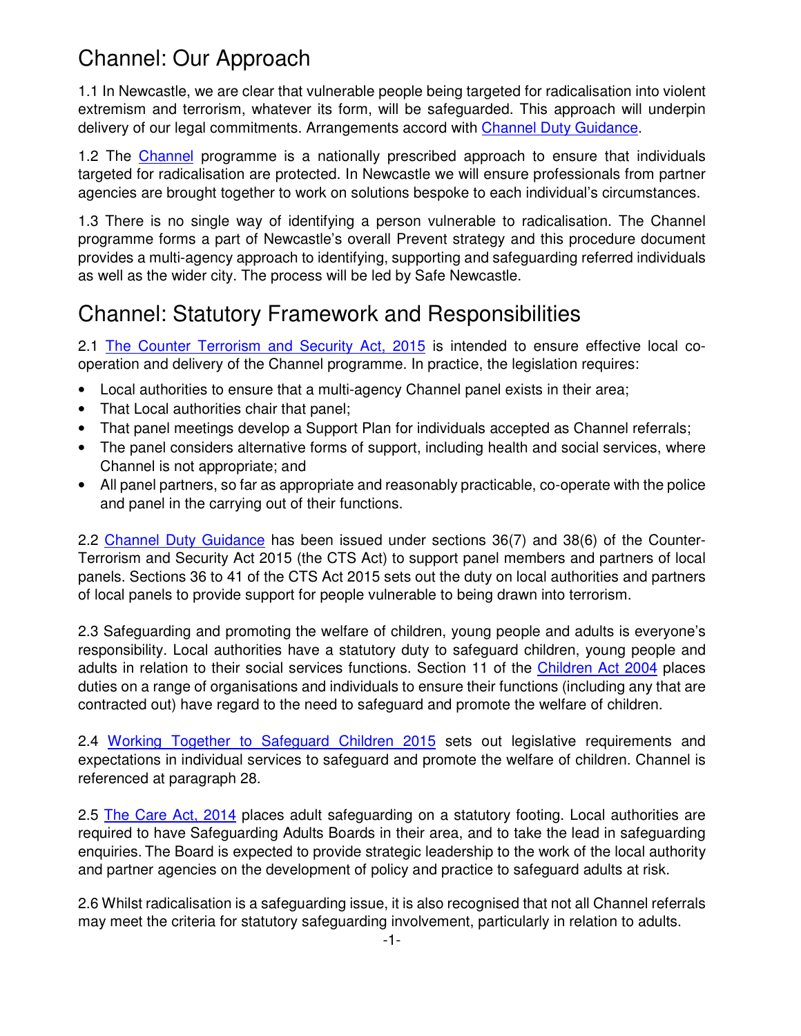# Channel: Our Approach

1.1 In Newcastle, we are clear that vulnerable people being targeted for radicalisation into violent extremism and terrorism, whatever its form, will be safeguarded. This approach will underpin delivery of our legal commitments. Arrangements accord with [Channel Duty Guidance](#).

1.2 The [Channel](#) programme is a nationally prescribed approach to ensure that individuals targeted for radicalisation are protected. In Newcastle we will ensure professionals from partner agencies are brought together to work on solutions bespoke to each individual's circumstances.

1.3 There is no single way of identifying a person vulnerable to radicalisation. The Channel programme forms a part of Newcastle's overall Prevent strategy and this procedure document provides a multi-agency approach to identifying, supporting and safeguarding referred individuals as well as the wider city. The process will be led by Safe Newcastle.

# Channel: Statutory Framework and Responsibilities

2.1 [The Counter Terrorism and Security Act, 2015](#) is intended to ensure effective local co-operation and delivery of the Channel programme. In practice, the legislation requires:

- Local authorities to ensure that a multi-agency Channel panel exists in their area;
- That Local authorities chair that panel;
- That panel meetings develop a Support Plan for individuals accepted as Channel referrals;
- The panel considers alternative forms of support, including health and social services, where Channel is not appropriate; and
- All panel partners, so far as appropriate and reasonably practicable, co-operate with the police and panel in the carrying out of their functions.

2.2 [Channel Duty Guidance](#) has been issued under sections 36(7) and 38(6) of the Counter-Terrorism and Security Act 2015 (the CTS Act) to support panel members and partners of local panels. Sections 36 to 41 of the CTS Act 2015 sets out the duty on local authorities and partners of local panels to provide support for people vulnerable to being drawn into terrorism.

2.3 Safeguarding and promoting the welfare of children, young people and adults is everyone's responsibility. Local authorities have a statutory duty to safeguard children, young people and adults in relation to their social services functions. Section 11 of the [Children Act 2004](#) places duties on a range of organisations and individuals to ensure their functions (including any that are contracted out) have regard to the need to safeguard and promote the welfare of children.

2.4 [Working Together to Safeguard Children 2015](#) sets out legislative requirements and expectations in individual services to safeguard and promote the welfare of children. Channel is referenced at paragraph 28.

2.5 [The Care Act, 2014](#) places adult safeguarding on a statutory footing. Local authorities are required to have Safeguarding Adults Boards in their area, and to take the lead in safeguarding enquiries. The Board is expected to provide strategic leadership to the work of the local authority and partner agencies on the development of policy and practice to safeguard adults at risk.

2.6 Whilst radicalisation is a safeguarding issue, it is also recognised that not all Channel referrals may meet the criteria for statutory safeguarding involvement, particularly in relation to adults.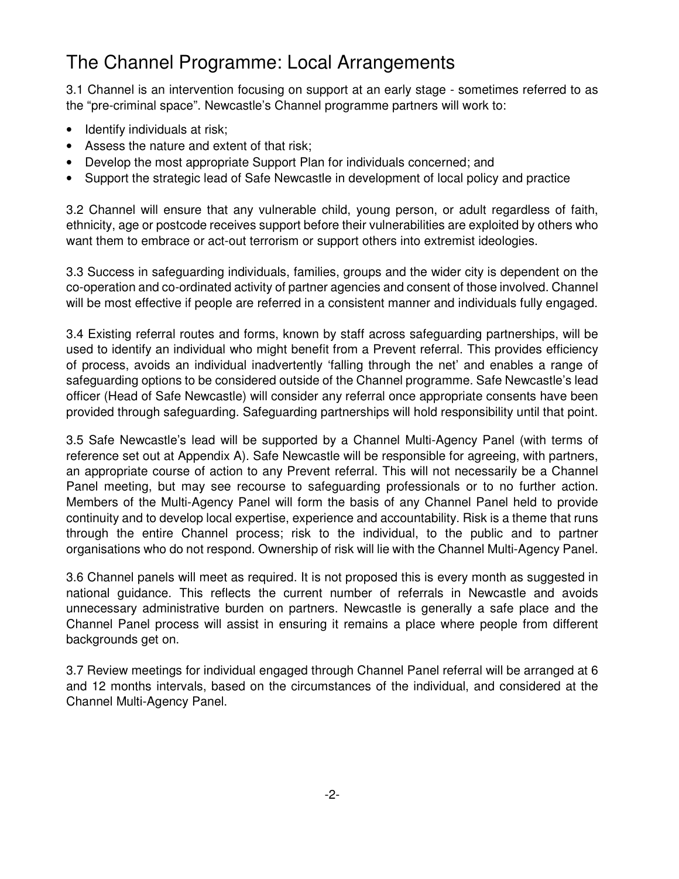# The Channel Programme: Local Arrangements

3.1 Channel is an intervention focusing on support at an early stage - sometimes referred to as the "pre-criminal space". Newcastle's Channel programme partners will work to:

- Identify individuals at risk;
- Assess the nature and extent of that risk;
- Develop the most appropriate Support Plan for individuals concerned; and
- Support the strategic lead of Safe Newcastle in development of local policy and practice

3.2 Channel will ensure that any vulnerable child, young person, or adult regardless of faith, ethnicity, age or postcode receives support before their vulnerabilities are exploited by others who want them to embrace or act-out terrorism or support others into extremist ideologies.

3.3 Success in safeguarding individuals, families, groups and the wider city is dependent on the co-operation and co-ordinated activity of partner agencies and consent of those involved. Channel will be most effective if people are referred in a consistent manner and individuals fully engaged.

3.4 Existing referral routes and forms, known by staff across safeguarding partnerships, will be used to identify an individual who might benefit from a Prevent referral. This provides efficiency of process, avoids an individual inadvertently 'falling through the net' and enables a range of safeguarding options to be considered outside of the Channel programme. Safe Newcastle's lead officer (Head of Safe Newcastle) will consider any referral once appropriate consents have been provided through safeguarding. Safeguarding partnerships will hold responsibility until that point.

3.5 Safe Newcastle's lead will be supported by a Channel Multi-Agency Panel (with terms of reference set out at Appendix A). Safe Newcastle will be responsible for agreeing, with partners, an appropriate course of action to any Prevent referral. This will not necessarily be a Channel Panel meeting, but may see recourse to safeguarding professionals or to no further action. Members of the Multi-Agency Panel will form the basis of any Channel Panel held to provide continuity and to develop local expertise, experience and accountability. Risk is a theme that runs through the entire Channel process; risk to the individual, to the public and to partner organisations who do not respond. Ownership of risk will lie with the Channel Multi-Agency Panel.

3.6 Channel panels will meet as required. It is not proposed this is every month as suggested in national guidance. This reflects the current number of referrals in Newcastle and avoids unnecessary administrative burden on partners. Newcastle is generally a safe place and the Channel Panel process will assist in ensuring it remains a place where people from different backgrounds get on.

3.7 Review meetings for individual engaged through Channel Panel referral will be arranged at 6 and 12 months intervals, based on the circumstances of the individual, and considered at the Channel Multi-Agency Panel.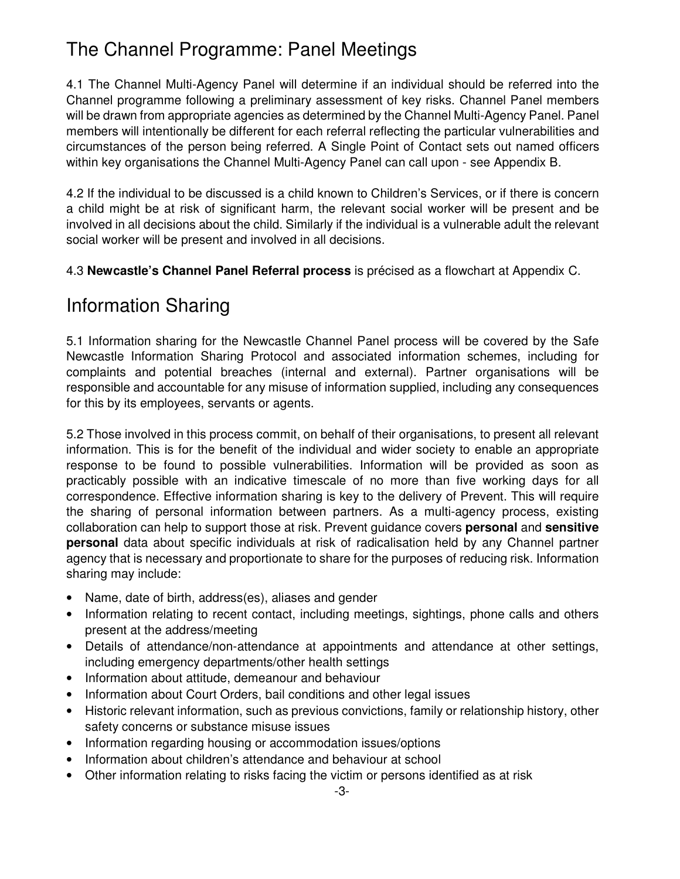## The Channel Programme: Panel Meetings

4.1 The Channel Multi-Agency Panel will determine if an individual should be referred into the Channel programme following a preliminary assessment of key risks. Channel Panel members will be drawn from appropriate agencies as determined by the Channel Multi-Agency Panel. Panel members will intentionally be different for each referral reflecting the particular vulnerabilities and circumstances of the person being referred. A Single Point of Contact sets out named officers within key organisations the Channel Multi-Agency Panel can call upon - see Appendix B.

4.2 If the individual to be discussed is a child known to Children's Services, or if there is concern a child might be at risk of significant harm, the relevant social worker will be present and be involved in all decisions about the child. Similarly if the individual is a vulnerable adult the relevant social worker will be present and involved in all decisions.

4.3 **Newcastle's Channel Panel Referral process** is précised as a flowchart at Appendix C.

## Information Sharing

5.1 Information sharing for the Newcastle Channel Panel process will be covered by the Safe Newcastle Information Sharing Protocol and associated information schemes, including for complaints and potential breaches (internal and external). Partner organisations will be responsible and accountable for any misuse of information supplied, including any consequences for this by its employees, servants or agents.

5.2 Those involved in this process commit, on behalf of their organisations, to present all relevant information. This is for the benefit of the individual and wider society to enable an appropriate response to be found to possible vulnerabilities. Information will be provided as soon as practicably possible with an indicative timescale of no more than five working days for all correspondence. Effective information sharing is key to the delivery of Prevent. This will require the sharing of personal information between partners. As a multi-agency process, existing collaboration can help to support those at risk. Prevent guidance covers **personal** and **sensitive personal** data about specific individuals at risk of radicalisation held by any Channel partner agency that is necessary and proportionate to share for the purposes of reducing risk. Information sharing may include:

- Name, date of birth, address(es), aliases and gender
- Information relating to recent contact, including meetings, sightings, phone calls and others present at the address/meeting
- Details of attendance/non-attendance at appointments and attendance at other settings, including emergency departments/other health settings
- Information about attitude, demeanour and behaviour
- Information about Court Orders, bail conditions and other legal issues
- Historic relevant information, such as previous convictions, family or relationship history, other safety concerns or substance misuse issues
- Information regarding housing or accommodation issues/options
- Information about children's attendance and behaviour at school
- Other information relating to risks facing the victim or persons identified as at risk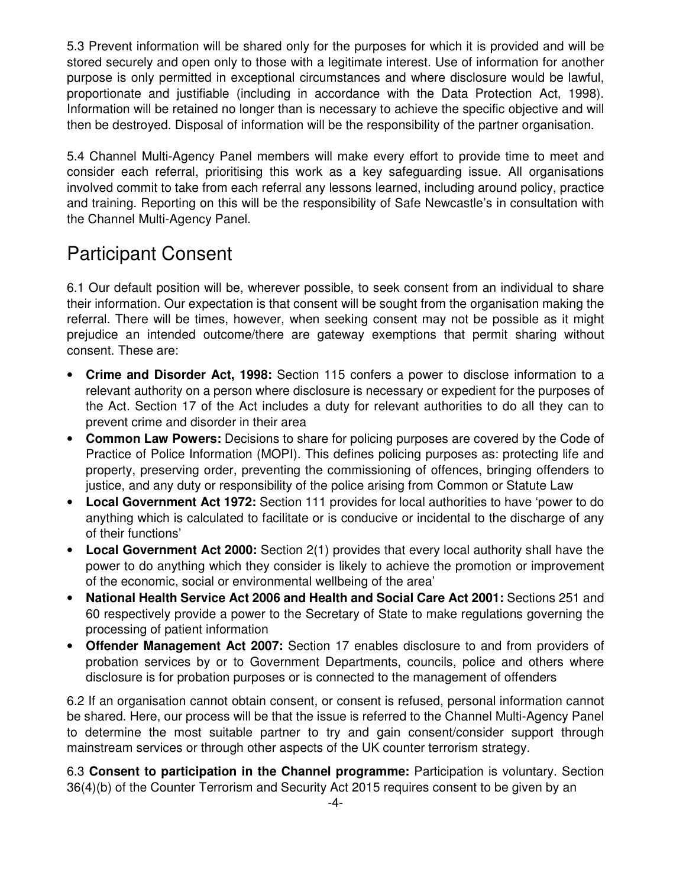5.3 Prevent information will be shared only for the purposes for which it is provided and will be stored securely and open only to those with a legitimate interest. Use of information for another purpose is only permitted in exceptional circumstances and where disclosure would be lawful, proportionate and justifiable (including in accordance with the Data Protection Act, 1998). Information will be retained no longer than is necessary to achieve the specific objective and will then be destroyed. Disposal of information will be the responsibility of the partner organisation.

5.4 Channel Multi-Agency Panel members will make every effort to provide time to meet and consider each referral, prioritising this work as a key safeguarding issue. All organisations involved commit to take from each referral any lessons learned, including around policy, practice and training. Reporting on this will be the responsibility of Safe Newcastle's in consultation with the Channel Multi-Agency Panel.

## Participant Consent

6.1 Our default position will be, wherever possible, to seek consent from an individual to share their information. Our expectation is that consent will be sought from the organisation making the referral. There will be times, however, when seeking consent may not be possible as it might prejudice an intended outcome/there are gateway exemptions that permit sharing without consent. These are:

- **Crime and Disorder Act, 1998:** Section 115 confers a power to disclose information to a relevant authority on a person where disclosure is necessary or expedient for the purposes of the Act. Section 17 of the Act includes a duty for relevant authorities to do all they can to prevent crime and disorder in their area
- **Common Law Powers:** Decisions to share for policing purposes are covered by the Code of Practice of Police Information (MOPI). This defines policing purposes as: protecting life and property, preserving order, preventing the commissioning of offences, bringing offenders to justice, and any duty or responsibility of the police arising from Common or Statute Law
- **Local Government Act 1972:** Section 111 provides for local authorities to have 'power to do anything which is calculated to facilitate or is conducive or incidental to the discharge of any of their functions'
- **Local Government Act 2000:** Section 2(1) provides that every local authority shall have the power to do anything which they consider is likely to achieve the promotion or improvement of the economic, social or environmental wellbeing of the area'
- **National Health Service Act 2006 and Health and Social Care Act 2001:** Sections 251 and 60 respectively provide a power to the Secretary of State to make regulations governing the processing of patient information
- **Offender Management Act 2007:** Section 17 enables disclosure to and from providers of probation services by or to Government Departments, councils, police and others where disclosure is for probation purposes or is connected to the management of offenders

6.2 If an organisation cannot obtain consent, or consent is refused, personal information cannot be shared. Here, our process will be that the issue is referred to the Channel Multi-Agency Panel to determine the most suitable partner to try and gain consent/consider support through mainstream services or through other aspects of the UK counter terrorism strategy.

6.3 **Consent to participation in the Channel programme:** Participation is voluntary. Section 36(4)(b) of the Counter Terrorism and Security Act 2015 requires consent to be given by an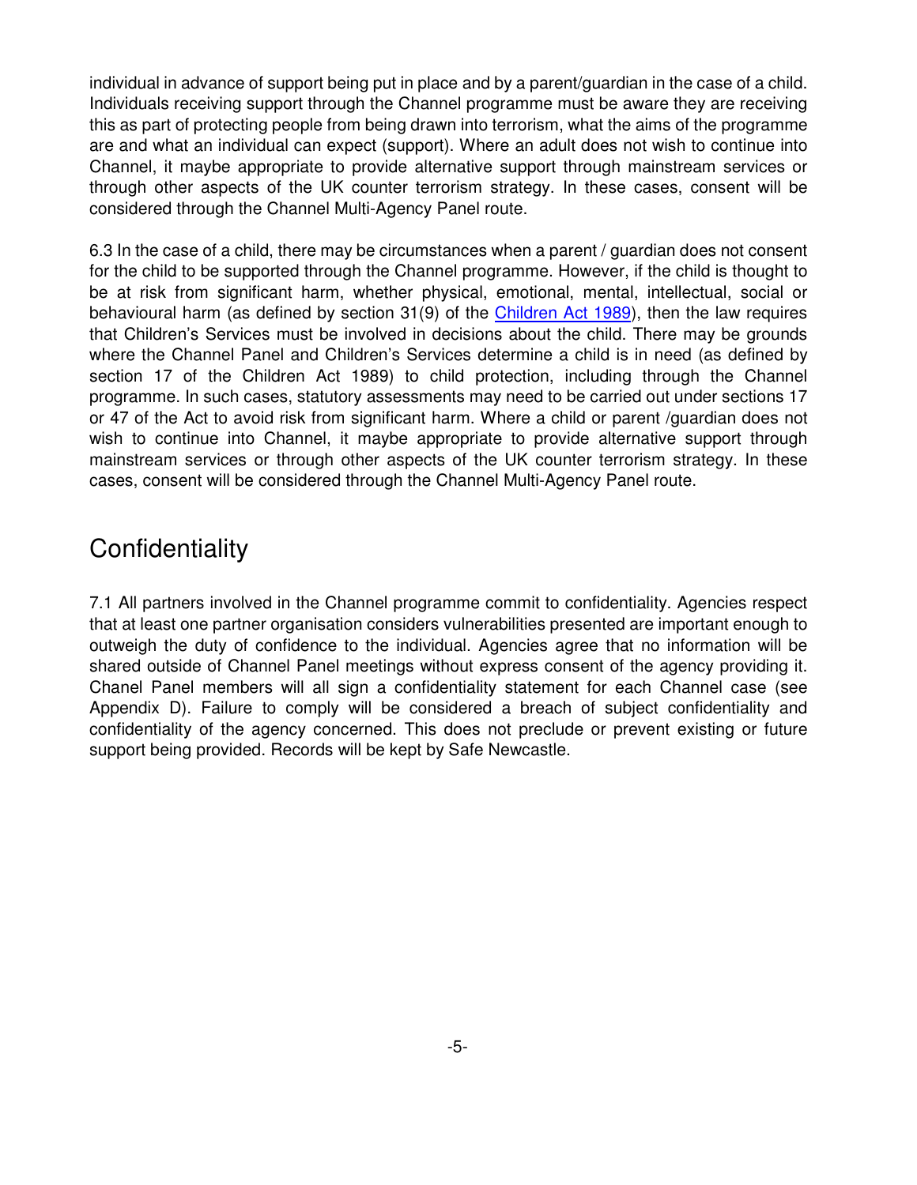individual in advance of support being put in place and by a parent/guardian in the case of a child. Individuals receiving support through the Channel programme must be aware they are receiving this as part of protecting people from being drawn into terrorism, what the aims of the programme are and what an individual can expect (support). Where an adult does not wish to continue into Channel, it maybe appropriate to provide alternative support through mainstream services or through other aspects of the UK counter terrorism strategy. In these cases, consent will be considered through the Channel Multi-Agency Panel route.

6.3 In the case of a child, there may be circumstances when a parent / guardian does not consent for the child to be supported through the Channel programme. However, if the child is thought to be at risk from significant harm, whether physical, emotional, mental, intellectual, social or behavioural harm (as defined by section 31(9) of the [Children Act 1989]), then the law requires that Children's Services must be involved in decisions about the child. There may be grounds where the Channel Panel and Children's Services determine a child is in need (as defined by section 17 of the Children Act 1989) to child protection, including through the Channel programme. In such cases, statutory assessments may need to be carried out under sections 17 or 47 of the Act to avoid risk from significant harm. Where a child or parent /guardian does not wish to continue into Channel, it maybe appropriate to provide alternative support through mainstream services or through other aspects of the UK counter terrorism strategy. In these cases, consent will be considered through the Channel Multi-Agency Panel route.

## Confidentiality

7.1 All partners involved in the Channel programme commit to confidentiality. Agencies respect that at least one partner organisation considers vulnerabilities presented are important enough to outweigh the duty of confidence to the individual. Agencies agree that no information will be shared outside of Channel Panel meetings without express consent of the agency providing it. Chanel Panel members will all sign a confidentiality statement for each Channel case (see Appendix D). Failure to comply will be considered a breach of subject confidentiality and confidentiality of the agency concerned. This does not preclude or prevent existing or future support being provided. Records will be kept by Safe Newcastle.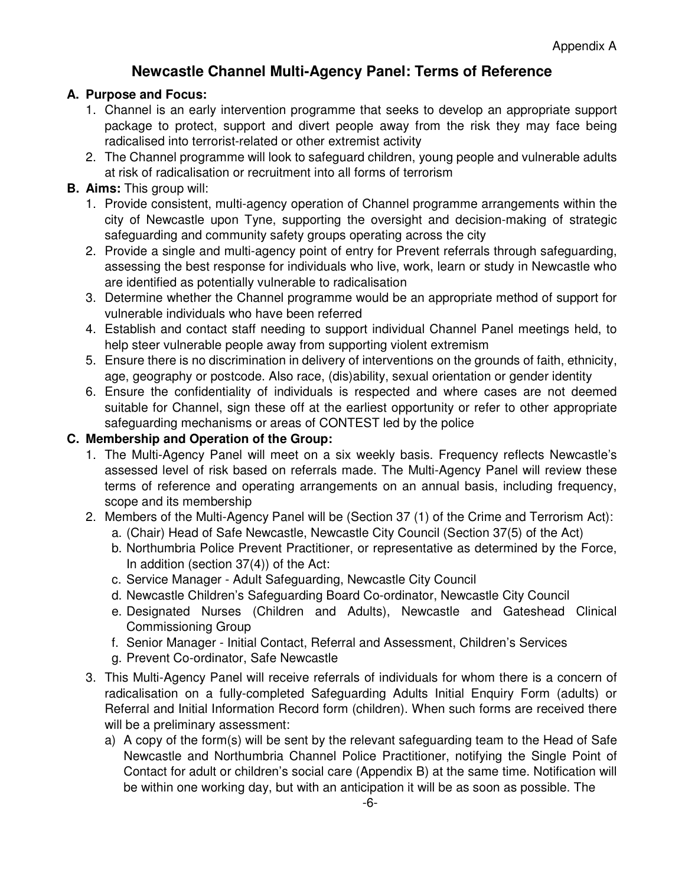Appendix A

# Newcastle Channel Multi-Agency Panel: Terms of Reference

**A. Purpose and Focus:**

1. Channel is an early intervention programme that seeks to develop an appropriate support package to protect, support and divert people away from the risk they may face being radicalised into terrorist-related or other extremist activity
2. The Channel programme will look to safeguard children, young people and vulnerable adults at risk of radicalisation or recruitment into all forms of terrorism

**B. Aims:** This group will:

1. Provide consistent, multi-agency operation of Channel programme arrangements within the city of Newcastle upon Tyne, supporting the oversight and decision-making of strategic safeguarding and community safety groups operating across the city
2. Provide a single and multi-agency point of entry for Prevent referrals through safeguarding, assessing the best response for individuals who live, work, learn or study in Newcastle who are identified as potentially vulnerable to radicalisation
3. Determine whether the Channel programme would be an appropriate method of support for vulnerable individuals who have been referred
4. Establish and contact staff needing to support individual Channel Panel meetings held, to help steer vulnerable people away from supporting violent extremism
5. Ensure there is no discrimination in delivery of interventions on the grounds of faith, ethnicity, age, geography or postcode. Also race, (dis)ability, sexual orientation or gender identity
6. Ensure the confidentiality of individuals is respected and where cases are not deemed suitable for Channel, sign these off at the earliest opportunity or refer to other appropriate safeguarding mechanisms or areas of CONTEST led by the police

**C. Membership and Operation of the Group:**

1. The Multi-Agency Panel will meet on a six weekly basis. Frequency reflects Newcastle's assessed level of risk based on referrals made. The Multi-Agency Panel will review these terms of reference and operating arrangements on an annual basis, including frequency, scope and its membership
2. Members of the Multi-Agency Panel will be (Section 37 (1) of the Crime and Terrorism Act):
   a. (Chair) Head of Safe Newcastle, Newcastle City Council (Section 37(5) of the Act)
   b. Northumbria Police Prevent Practitioner, or representative as determined by the Force, In addition (section 37(4)) of the Act:
   c. Service Manager - Adult Safeguarding, Newcastle City Council
   d. Newcastle Children's Safeguarding Board Co-ordinator, Newcastle City Council
   e. Designated Nurses (Children and Adults), Newcastle and Gateshead Clinical Commissioning Group
   f. Senior Manager - Initial Contact, Referral and Assessment, Children's Services
   g. Prevent Co-ordinator, Safe Newcastle
3. This Multi-Agency Panel will receive referrals of individuals for whom there is a concern of radicalisation on a fully-completed Safeguarding Adults Initial Enquiry Form (adults) or Referral and Initial Information Record form (children). When such forms are received there will be a preliminary assessment:
   a) A copy of the form(s) will be sent by the relevant safeguarding team to the Head of Safe Newcastle and Northumbria Channel Police Practitioner, notifying the Single Point of Contact for adult or children's social care (Appendix B) at the same time. Notification will be within one working day, but with an anticipation it will be as soon as possible. The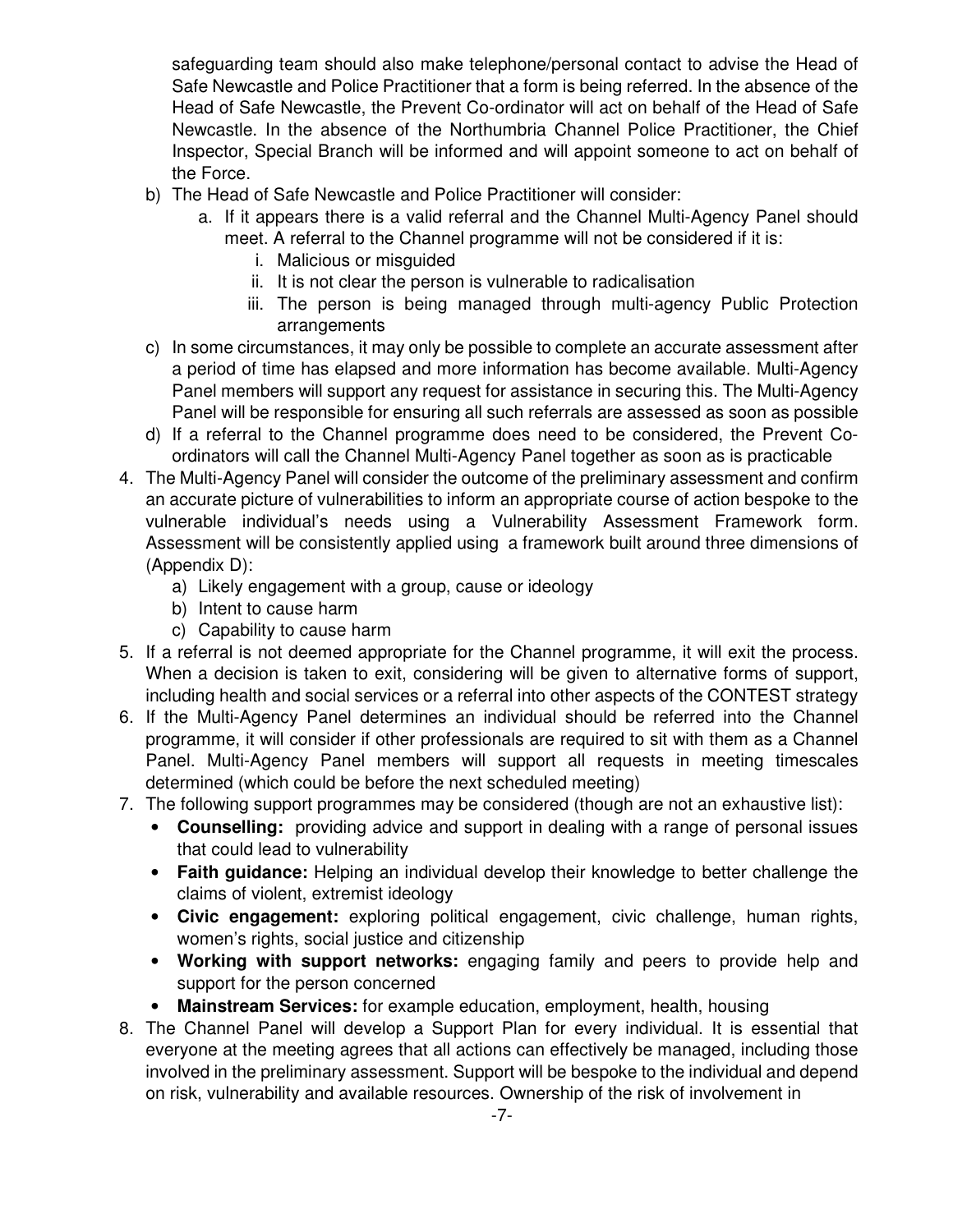safeguarding team should also make telephone/personal contact to advise the Head of Safe Newcastle and Police Practitioner that a form is being referred. In the absence of the Head of Safe Newcastle, the Prevent Co-ordinator will act on behalf of the Head of Safe Newcastle. In the absence of the Northumbria Channel Police Practitioner, the Chief Inspector, Special Branch will be informed and will appoint someone to act on behalf of the Force.

   b) The Head of Safe Newcastle and Police Practitioner will consider:
      a. If it appears there is a valid referral and the Channel Multi-Agency Panel should meet. A referral to the Channel programme will not be considered if it is:
         i. Malicious or misguided
         ii. It is not clear the person is vulnerable to radicalisation
         iii. The person is being managed through multi-agency Public Protection arrangements
   c) In some circumstances, it may only be possible to complete an accurate assessment after a period of time has elapsed and more information has become available. Multi-Agency Panel members will support any request for assistance in securing this. The Multi-Agency Panel will be responsible for ensuring all such referrals are assessed as soon as possible
   d) If a referral to the Channel programme does need to be considered, the Prevent Co-ordinators will call the Channel Multi-Agency Panel together as soon as is practicable

4. The Multi-Agency Panel will consider the outcome of the preliminary assessment and confirm an accurate picture of vulnerabilities to inform an appropriate course of action bespoke to the vulnerable individual's needs using a Vulnerability Assessment Framework form. Assessment will be consistently applied using a framework built around three dimensions of (Appendix D):
   a) Likely engagement with a group, cause or ideology
   b) Intent to cause harm
   c) Capability to cause harm
5. If a referral is not deemed appropriate for the Channel programme, it will exit the process. When a decision is taken to exit, considering will be given to alternative forms of support, including health and social services or a referral into other aspects of the CONTEST strategy
6. If the Multi-Agency Panel determines an individual should be referred into the Channel programme, it will consider if other professionals are required to sit with them as a Channel Panel. Multi-Agency Panel members will support all requests in meeting timescales determined (which could be before the next scheduled meeting)
7. The following support programmes may be considered (though are not an exhaustive list):
   - **Counselling:** providing advice and support in dealing with a range of personal issues that could lead to vulnerability
   - **Faith guidance:** Helping an individual develop their knowledge to better challenge the claims of violent, extremist ideology
   - **Civic engagement:** exploring political engagement, civic challenge, human rights, women's rights, social justice and citizenship
   - **Working with support networks:** engaging family and peers to provide help and support for the person concerned
   - **Mainstream Services:** for example education, employment, health, housing
8. The Channel Panel will develop a Support Plan for every individual. It is essential that everyone at the meeting agrees that all actions can effectively be managed, including those involved in the preliminary assessment. Support will be bespoke to the individual and depend on risk, vulnerability and available resources. Ownership of the risk of involvement in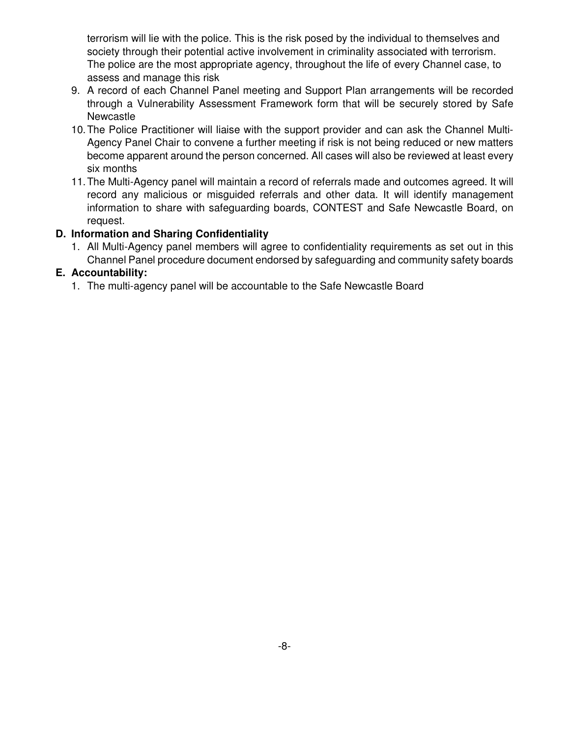terrorism will lie with the police. This is the risk posed by the individual to themselves and society through their potential active involvement in criminality associated with terrorism. The police are the most appropriate agency, throughout the life of every Channel case, to assess and manage this risk

9. A record of each Channel Panel meeting and Support Plan arrangements will be recorded through a Vulnerability Assessment Framework form that will be securely stored by Safe Newcastle
10. The Police Practitioner will liaise with the support provider and can ask the Channel Multi-Agency Panel Chair to convene a further meeting if risk is not being reduced or new matters become apparent around the person concerned. All cases will also be reviewed at least every six months
11. The Multi-Agency panel will maintain a record of referrals made and outcomes agreed. It will record any malicious or misguided referrals and other data. It will identify management information to share with safeguarding boards, CONTEST and Safe Newcastle Board, on request.

**D. Information and Sharing Confidentiality**

1. All Multi-Agency panel members will agree to confidentiality requirements as set out in this Channel Panel procedure document endorsed by safeguarding and community safety boards

**E. Accountability:**

1. The multi-agency panel will be accountable to the Safe Newcastle Board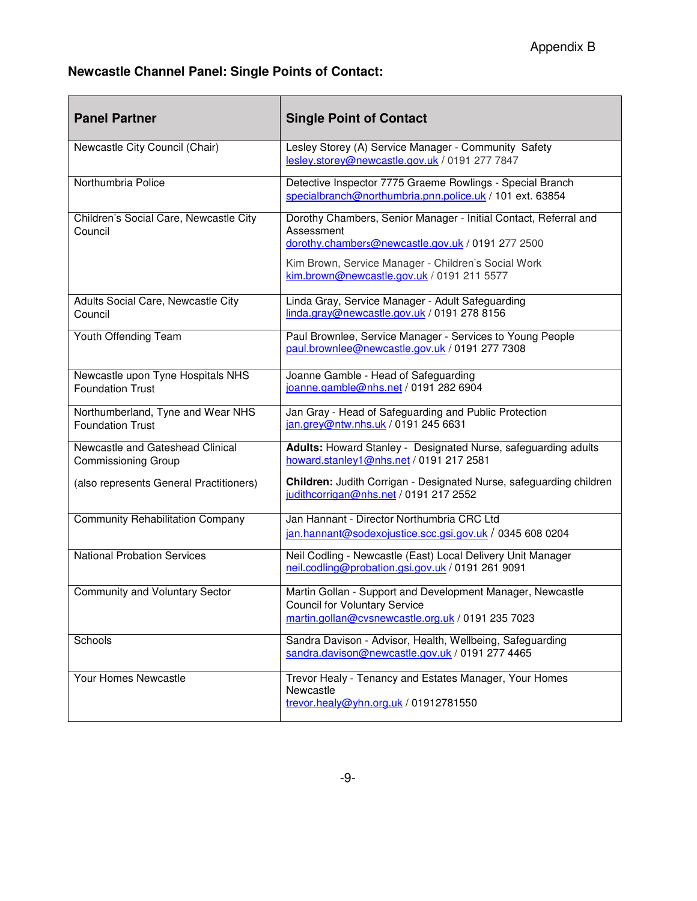Appendix B

**Newcastle Channel Panel: Single Points of Contact:**

| **Panel Partner** | **Single Point of Contact** |
|---|---|
| Newcastle City Council (Chair) | Lesley Storey (A) Service Manager - Community Safety<br>lesley.storey@newcastle.gov.uk / 0191 277 7847 |
| Northumbria Police | Detective Inspector 7775 Graeme Rowlings - Special Branch<br>specialbranch@northumbria.pnn.police.uk / 101 ext. 63854 |
| Children's Social Care, Newcastle City Council | Dorothy Chambers, Senior Manager - Initial Contact, Referral and Assessment<br>dorothy.chambers@newcastle.gov.uk / 0191 277 2500<br><br>Kim Brown, Service Manager - Children's Social Work<br>kim.brown@newcastle.gov.uk / 0191 211 5577 |
| Adults Social Care, Newcastle City Council | Linda Gray, Service Manager - Adult Safeguarding<br>linda.gray@newcastle.gov.uk / 0191 278 8156 |
| Youth Offending Team | Paul Brownlee, Service Manager - Services to Young People<br>paul.brownlee@newcastle.gov.uk / 0191 277 7308 |
| Newcastle upon Tyne Hospitals NHS Foundation Trust | Joanne Gamble - Head of Safeguarding<br>joanne.gamble@nhs.net / 0191 282 6904 |
| Northumberland, Tyne and Wear NHS Foundation Trust | Jan Gray - Head of Safeguarding and Public Protection<br>jan.grey@ntw.nhs.uk / 0191 245 6631 |
| Newcastle and Gateshead Clinical Commissioning Group<br><br>(also represents General Practitioners) | **Adults:** Howard Stanley - Designated Nurse, safeguarding adults<br>howard.stanley1@nhs.net / 0191 217 2581<br><br>**Children:** Judith Corrigan - Designated Nurse, safeguarding children<br>judithcorrigan@nhs.net / 0191 217 2552 |
| Community Rehabilitation Company | Jan Hannant - Director Northumbria CRC Ltd<br>jan.hannant@sodexojustice.scc.gsi.gov.uk / 0345 608 0204 |
| National Probation Services | Neil Codling - Newcastle (East) Local Delivery Unit Manager<br>neil.codling@probation.gsi.gov.uk / 0191 261 9091 |
| Community and Voluntary Sector | Martin Gollan - Support and Development Manager, Newcastle Council for Voluntary Service<br>martin.gollan@cvsnewcastle.org.uk / 0191 235 7023 |
| Schools | Sandra Davison - Advisor, Health, Wellbeing, Safeguarding<br>sandra.davison@newcastle.gov.uk / 0191 277 4465 |
| Your Homes Newcastle | Trevor Healy - Tenancy and Estates Manager, Your Homes Newcastle<br>trevor.healy@yhn.org.uk / 01912781550 |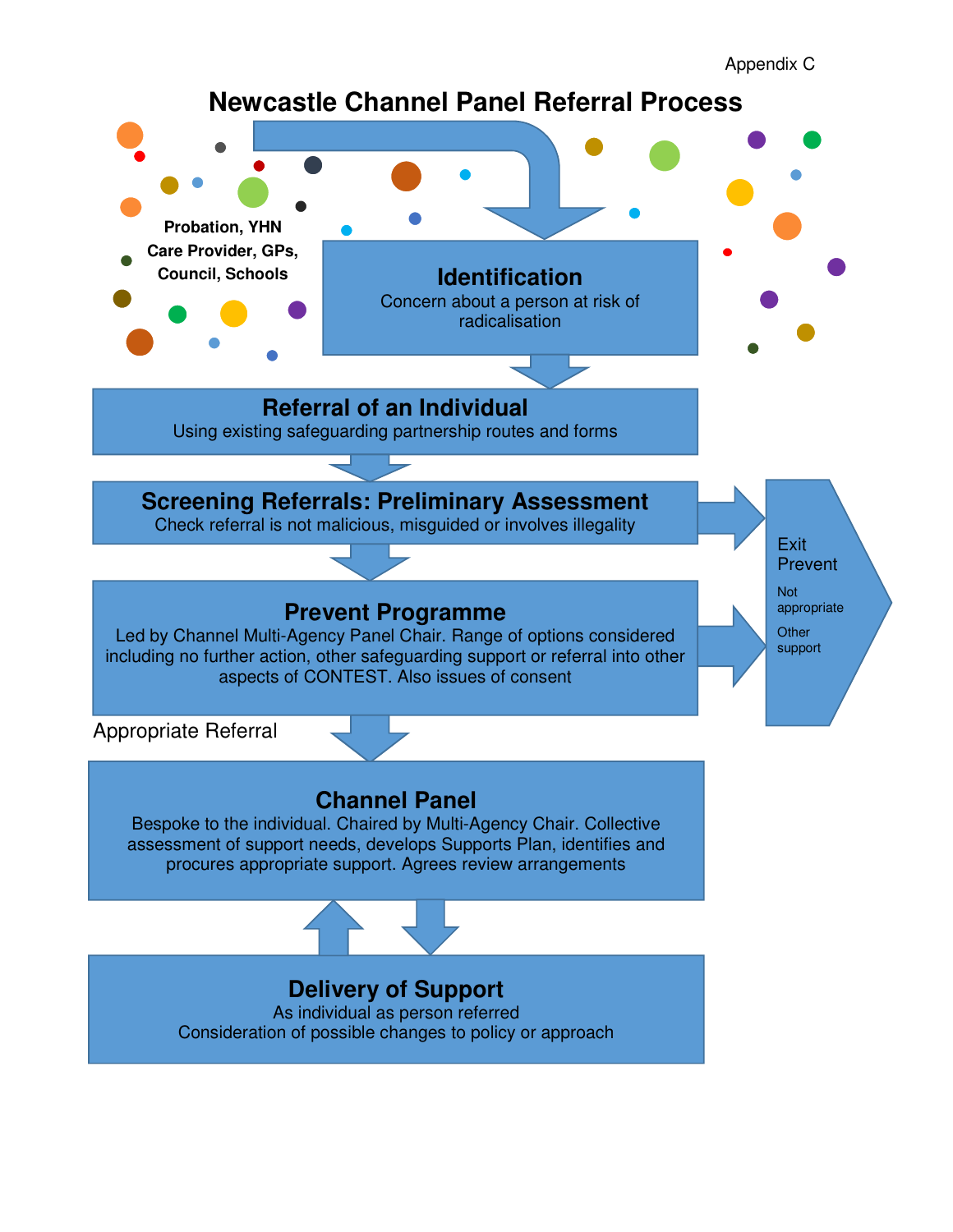Appendix C

# Newcastle Channel Panel Referral Process

**Probation, YHN Care Provider, GPs, Council, Schools**

## Identification

Concern about a person at risk of radicalisation

## Referral of an Individual

Using existing safeguarding partnership routes and forms

## Screening Referrals: Preliminary Assessment

Check referral is not malicious, misguided or involves illegality

## Prevent Programme

Led by Channel Multi-Agency Panel Chair. Range of options considered including no further action, other safeguarding support or referral into other aspects of CONTEST. Also issues of consent

Exit Prevent

Not appropriate

Other support

Appropriate Referral

## Channel Panel

Bespoke to the individual. Chaired by Multi-Agency Chair. Collective assessment of support needs, develops Supports Plan, identifies and procures appropriate support. Agrees review arrangements

## Delivery of Support

As individual as person referred

Consideration of possible changes to policy or approach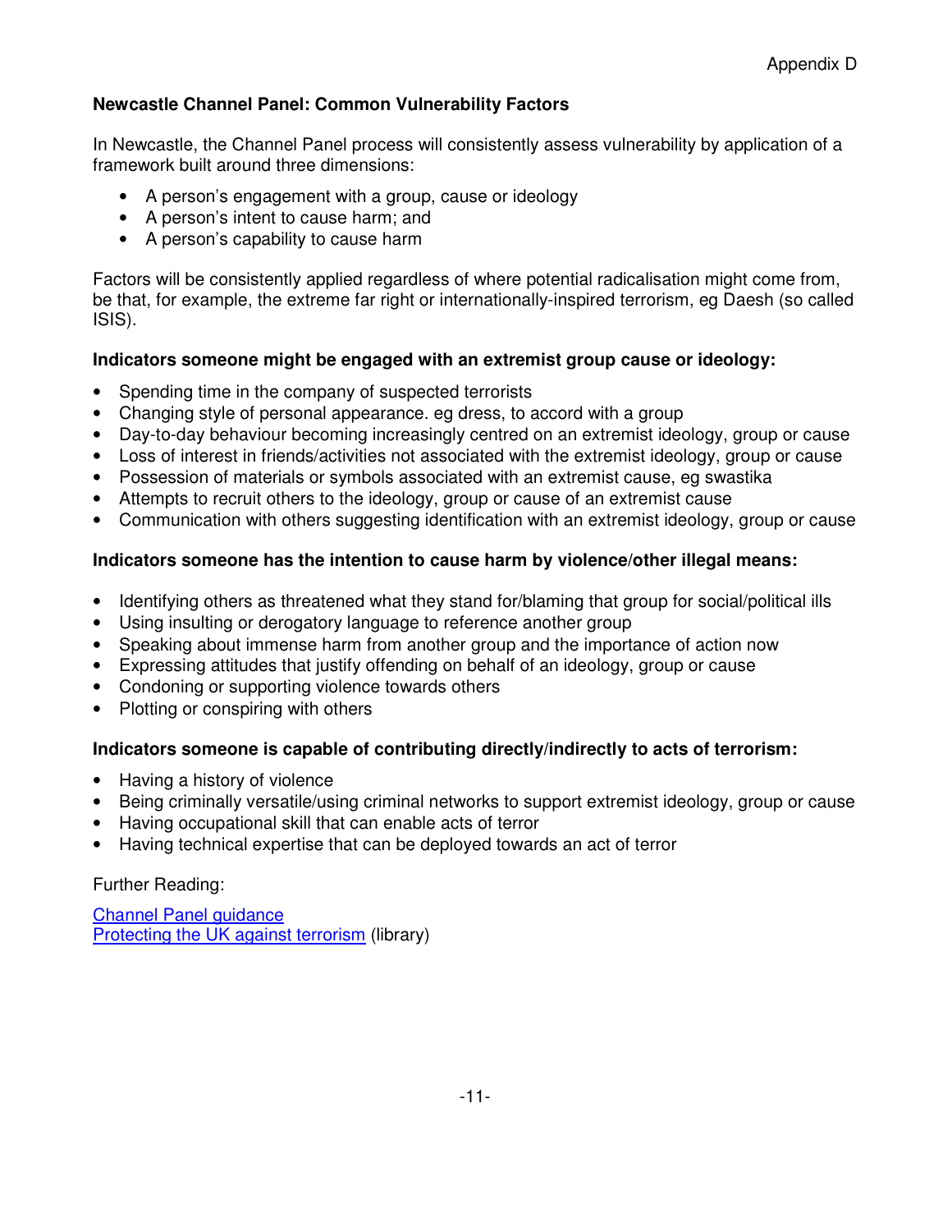Appendix D

## Newcastle Channel Panel: Common Vulnerability Factors

In Newcastle, the Channel Panel process will consistently assess vulnerability by application of a framework built around three dimensions:

- A person's engagement with a group, cause or ideology
- A person's intent to cause harm; and
- A person's capability to cause harm

Factors will be consistently applied regardless of where potential radicalisation might come from, be that, for example, the extreme far right or internationally-inspired terrorism, eg Daesh (so called ISIS).

**Indicators someone might be engaged with an extremist group cause or ideology:**

- Spending time in the company of suspected terrorists
- Changing style of personal appearance. eg dress, to accord with a group
- Day-to-day behaviour becoming increasingly centred on an extremist ideology, group or cause
- Loss of interest in friends/activities not associated with the extremist ideology, group or cause
- Possession of materials or symbols associated with an extremist cause, eg swastika
- Attempts to recruit others to the ideology, group or cause of an extremist cause
- Communication with others suggesting identification with an extremist ideology, group or cause

**Indicators someone has the intention to cause harm by violence/other illegal means:**

- Identifying others as threatened what they stand for/blaming that group for social/political ills
- Using insulting or derogatory language to reference another group
- Speaking about immense harm from another group and the importance of action now
- Expressing attitudes that justify offending on behalf of an ideology, group or cause
- Condoning or supporting violence towards others
- Plotting or conspiring with others

**Indicators someone is capable of contributing directly/indirectly to acts of terrorism:**

- Having a history of violence
- Being criminally versatile/using criminal networks to support extremist ideology, group or cause
- Having occupational skill that can enable acts of terror
- Having technical expertise that can be deployed towards an act of terror

Further Reading:

Channel Panel guidance
Protecting the UK against terrorism (library)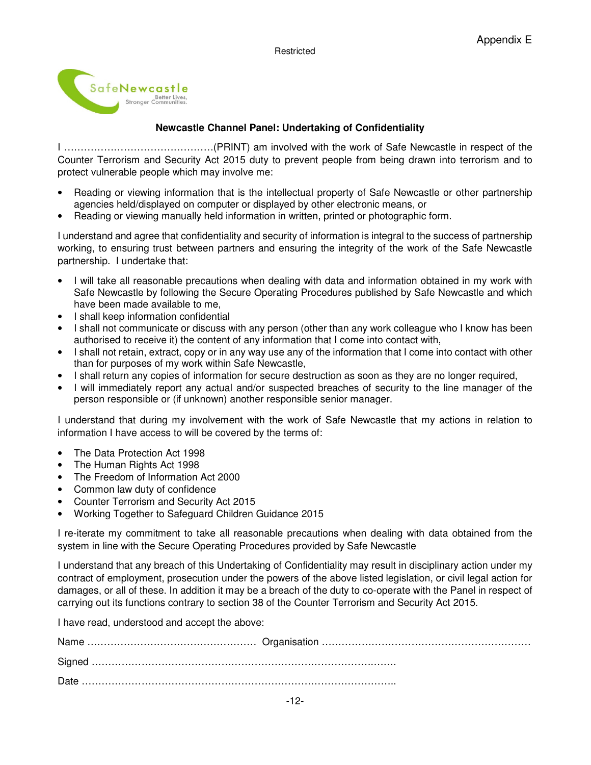Appendix E

Restricted

SafeNewcastle
Better Lives, Stronger Communities.

**Newcastle Channel Panel: Undertaking of Confidentiality**

I ………………………………………(PRINT) am involved with the work of Safe Newcastle in respect of the Counter Terrorism and Security Act 2015 duty to prevent people from being drawn into terrorism and to protect vulnerable people which may involve me:

- Reading or viewing information that is the intellectual property of Safe Newcastle or other partnership agencies held/displayed on computer or displayed by other electronic means, or
- Reading or viewing manually held information in written, printed or photographic form.

I understand and agree that confidentiality and security of information is integral to the success of partnership working, to ensuring trust between partners and ensuring the integrity of the work of the Safe Newcastle partnership. I undertake that:

- I will take all reasonable precautions when dealing with data and information obtained in my work with Safe Newcastle by following the Secure Operating Procedures published by Safe Newcastle and which have been made available to me,
- I shall keep information confidential
- I shall not communicate or discuss with any person (other than any work colleague who I know has been authorised to receive it) the content of any information that I come into contact with,
- I shall not retain, extract, copy or in any way use any of the information that I come into contact with other than for purposes of my work within Safe Newcastle,
- I shall return any copies of information for secure destruction as soon as they are no longer required,
- I will immediately report any actual and/or suspected breaches of security to the line manager of the person responsible or (if unknown) another responsible senior manager.

I understand that during my involvement with the work of Safe Newcastle that my actions in relation to information I have access to will be covered by the terms of:

- The Data Protection Act 1998
- The Human Rights Act 1998
- The Freedom of Information Act 2000
- Common law duty of confidence
- Counter Terrorism and Security Act 2015
- Working Together to Safeguard Children Guidance 2015

I re-iterate my commitment to take all reasonable precautions when dealing with data obtained from the system in line with the Secure Operating Procedures provided by Safe Newcastle

I understand that any breach of this Undertaking of Confidentiality may result in disciplinary action under my contract of employment, prosecution under the powers of the above listed legislation, or civil legal action for damages, or all of these. In addition it may be a breach of the duty to co-operate with the Panel in respect of carrying out its functions contrary to section 38 of the Counter Terrorism and Security Act 2015.

I have read, understood and accept the above:

Name …………………………………………… Organisation ……………………………………………………

Signed ……………………………………………………………………………….

Date ……………………………………………………………………………….